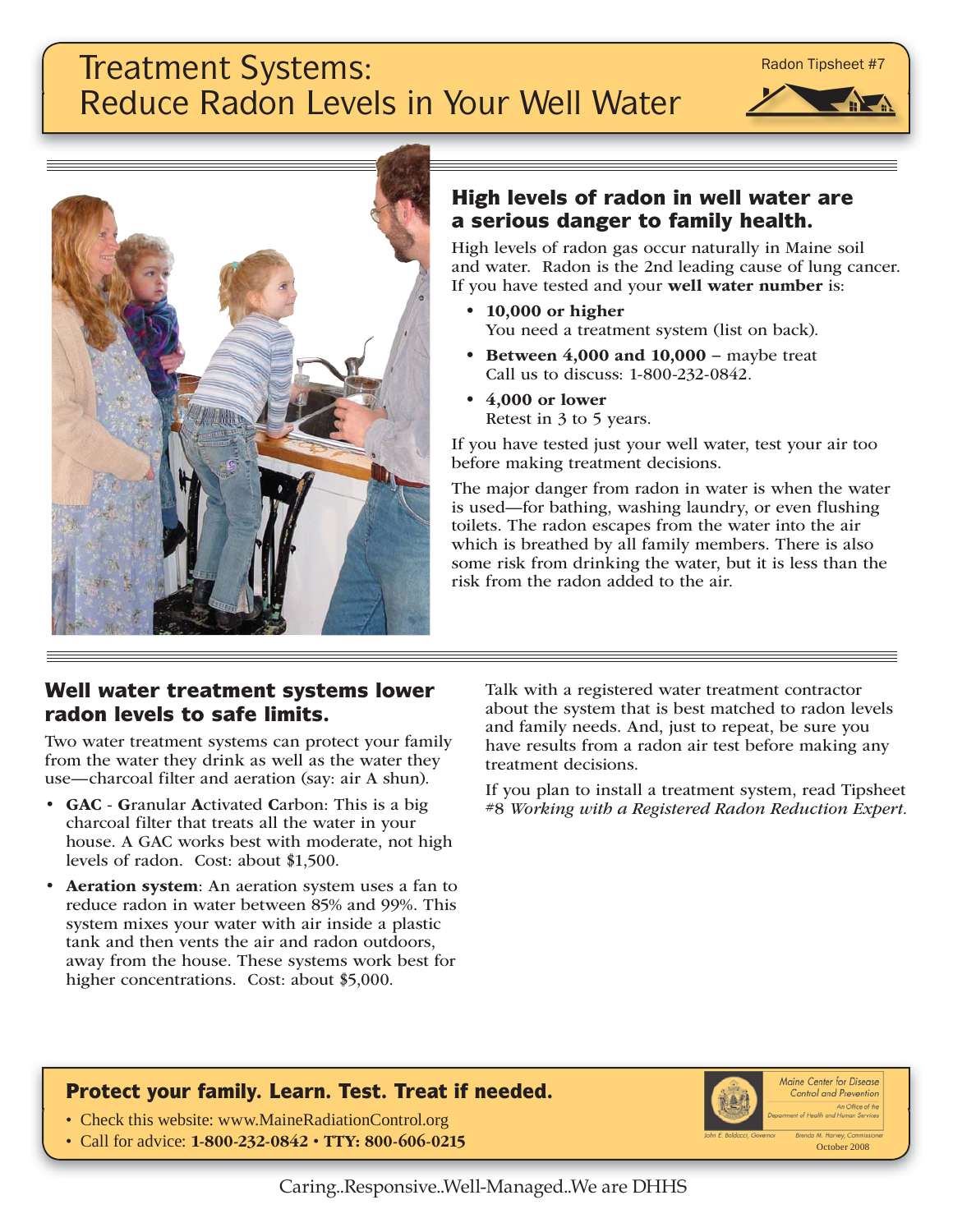# Treatment Systems: Reduce Radon Levels in Your Well Water

Radon Tipsheet #7

## High levels of radon in well water are a serious danger to family health.

High levels of radon gas occur naturally in Maine soil and water. Radon is the 2nd leading cause of lung cancer. If you have tested and your **well water number** is:

- **10,000 or higher**
  You need a treatment system (list on back).
- **Between 4,000 and 10,000** – maybe treat
  Call us to discuss: 1-800-232-0842.
- **4,000 or lower**
  Retest in 3 to 5 years.

If you have tested just your well water, test your air too before making treatment decisions.

The major danger from radon in water is when the water is used—for bathing, washing laundry, or even flushing toilets. The radon escapes from the water into the air which is breathed by all family members. There is also some risk from drinking the water, but it is less than the risk from the radon added to the air.

## Well water treatment systems lower radon levels to safe limits.

Two water treatment systems can protect your family from the water they drink as well as the water they use—charcoal filter and aeration (say: air A shun).

- **GAC** - **G**ranular **A**ctivated **C**arbon: This is a big charcoal filter that treats all the water in your house. A GAC works best with moderate, not high levels of radon. Cost: about $1,500.
- **Aeration system**: An aeration system uses a fan to reduce radon in water between 85% and 99%. This system mixes your water with air inside a plastic tank and then vents the air and radon outdoors, away from the house. These systems work best for higher concentrations. Cost: about $5,000.

Talk with a registered water treatment contractor about the system that is best matched to radon levels and family needs. And, just to repeat, be sure you have results from a radon air test before making any treatment decisions.

If you plan to install a treatment system, read Tipsheet #8 *Working with a Registered Radon Reduction Expert.*

### Protect your family. Learn. Test. Treat if needed.

- Check this website: www.MaineRadiationControl.org
- Call for advice: **1-800-232-0842 • TTY: 800-606-0215**

Maine Center for Disease Control and Prevention
An Office of the Department of Health and Human Services
John E. Baldacci, Governor — Brenda M. Harvey, Commissioner
October 2008

Caring..Responsive..Well-Managed..We are DHHS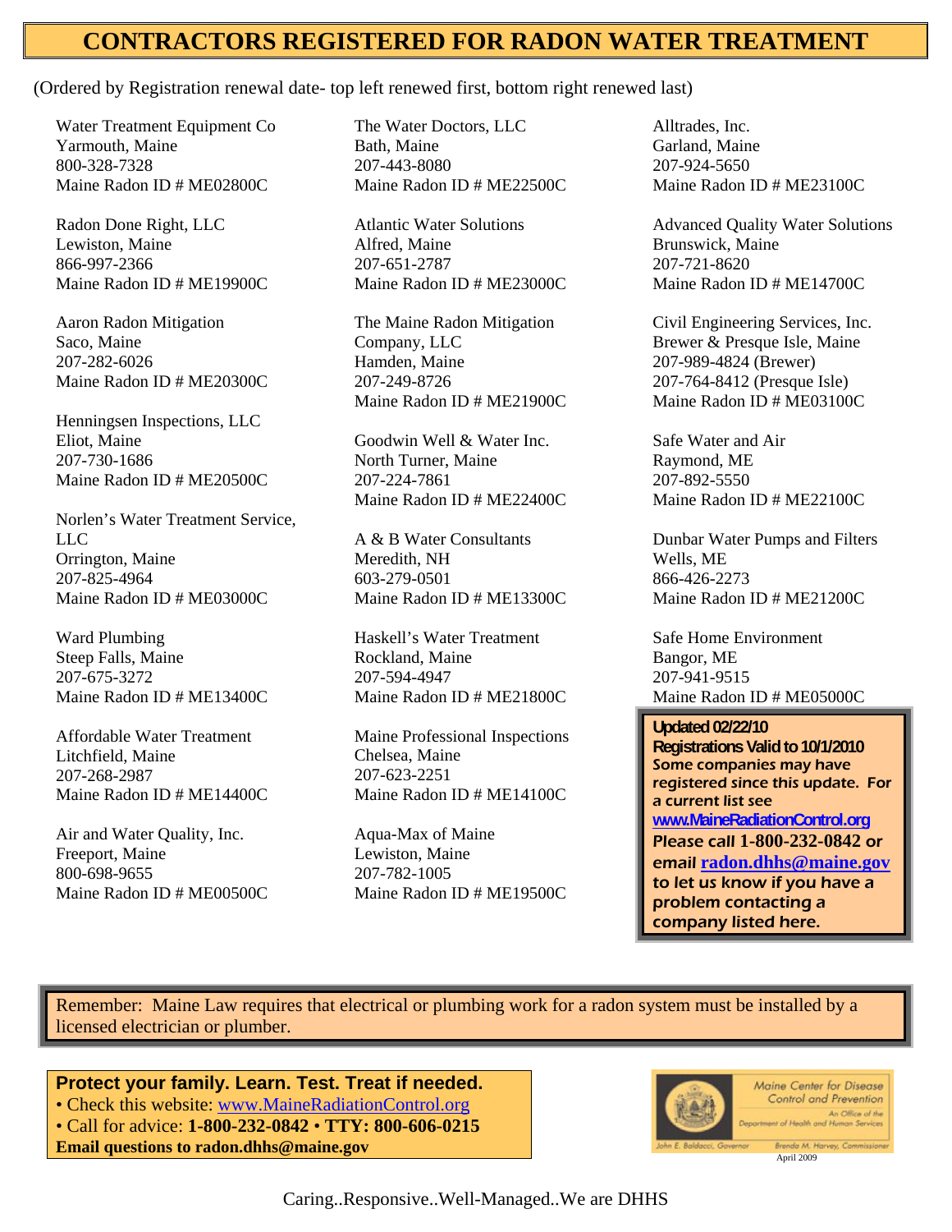# CONTRACTORS REGISTERED FOR RADON WATER TREATMENT

(Ordered by Registration renewal date- top left renewed first, bottom right renewed last)

Water Treatment Equipment Co
Yarmouth, Maine
800-328-7328
Maine Radon ID # ME02800C

Radon Done Right, LLC
Lewiston, Maine
866-997-2366
Maine Radon ID # ME19900C

Aaron Radon Mitigation
Saco, Maine
207-282-6026
Maine Radon ID # ME20300C

Henningsen Inspections, LLC
Eliot, Maine
207-730-1686
Maine Radon ID # ME20500C

Norlen's Water Treatment Service, LLC
Orrington, Maine
207-825-4964
Maine Radon ID # ME03000C

Ward Plumbing
Steep Falls, Maine
207-675-3272
Maine Radon ID # ME13400C

Affordable Water Treatment
Litchfield, Maine
207-268-2987
Maine Radon ID # ME14400C

Air and Water Quality, Inc.
Freeport, Maine
800-698-9655
Maine Radon ID # ME00500C

The Water Doctors, LLC
Bath, Maine
207-443-8080
Maine Radon ID # ME22500C

Atlantic Water Solutions
Alfred, Maine
207-651-2787
Maine Radon ID # ME23000C

The Maine Radon Mitigation Company, LLC
Hamden, Maine
207-249-8726
Maine Radon ID # ME21900C

Goodwin Well & Water Inc.
North Turner, Maine
207-224-7861
Maine Radon ID # ME22400C

A & B Water Consultants
Meredith, NH
603-279-0501
Maine Radon ID # ME13300C

Haskell's Water Treatment
Rockland, Maine
207-594-4947
Maine Radon ID # ME21800C

Maine Professional Inspections
Chelsea, Maine
207-623-2251
Maine Radon ID # ME14100C

Aqua-Max of Maine
Lewiston, Maine
207-782-1005
Maine Radon ID # ME19500C

Alltrades, Inc.
Garland, Maine
207-924-5650
Maine Radon ID # ME23100C

Advanced Quality Water Solutions
Brunswick, Maine
207-721-8620
Maine Radon ID # ME14700C

Civil Engineering Services, Inc.
Brewer & Presque Isle, Maine
207-989-4824 (Brewer)
207-764-8412 (Presque Isle)
Maine Radon ID # ME03100C

Safe Water and Air
Raymond, ME
207-892-5550
Maine Radon ID # ME22100C

Dunbar Water Pumps and Filters
Wells, ME
866-426-2273
Maine Radon ID # ME21200C

Safe Home Environment
Bangor, ME
207-941-9515
Maine Radon ID # ME05000C

**Updated 02/22/10**
**Registrations Valid to 10/1/2010**
**Some companies may have registered since this update. For a current list see [www.MaineRadiationControl.org](http://www.MaineRadiationControl.org)**
**Please call 1-800-232-0842 or email [radon.dhhs@maine.gov](mailto:radon.dhhs@maine.gov) to let us know if you have a problem contacting a company listed here.**

Remember: Maine Law requires that electrical or plumbing work for a radon system must be installed by a licensed electrician or plumber.

**Protect your family. Learn. Test. Treat if needed.**
- Check this website: [www.MaineRadiationControl.org](http://www.MaineRadiationControl.org)
- Call for advice: **1-800-232-0842** • **TTY: 800-606-0215**

**Email questions to radon.dhhs@maine.gov**

Maine Center for Disease Control and Prevention
An Office of the Department of Health and Human Services
John E. Baldacci, Governor — Brenda M. Harvey, Commissioner

April 2009

Caring..Responsive..Well-Managed..We are DHHS